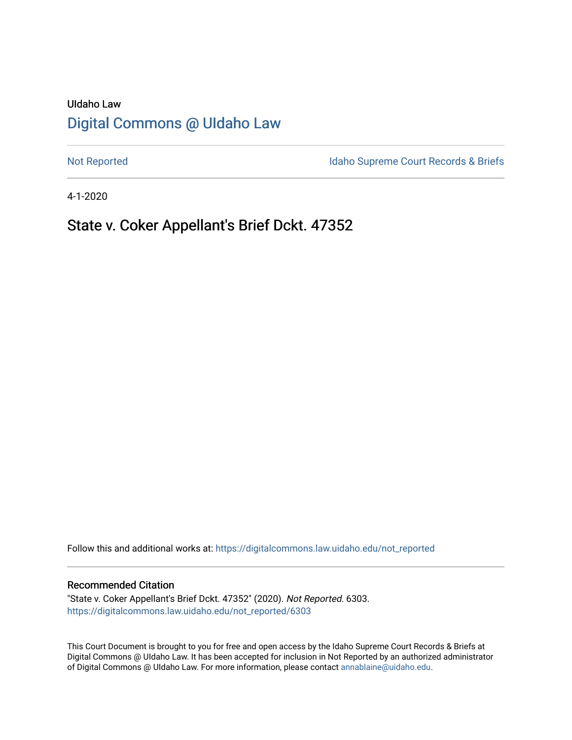UIdaho Law

# [Digital Commons @ UIdaho Law](https://digitalcommons.law.uidaho.edu)

[Not Reported](https://digitalcommons.law.uidaho.edu/not_reported) | [Idaho Supreme Court Records & Briefs](https://digitalcommons.law.uidaho.edu/idaho_supreme_court_record_briefs)

4-1-2020

## State v. Coker Appellant's Brief Dckt. 47352

Follow this and additional works at: https://digitalcommons.law.uidaho.edu/not_reported

### Recommended Citation

"State v. Coker Appellant's Brief Dckt. 47352" (2020). *Not Reported*. 6303.
https://digitalcommons.law.uidaho.edu/not_reported/6303

This Court Document is brought to you for free and open access by the Idaho Supreme Court Records & Briefs at Digital Commons @ UIdaho Law. It has been accepted for inclusion in Not Reported by an authorized administrator of Digital Commons @ UIdaho Law. For more information, please contact annablaine@uidaho.edu.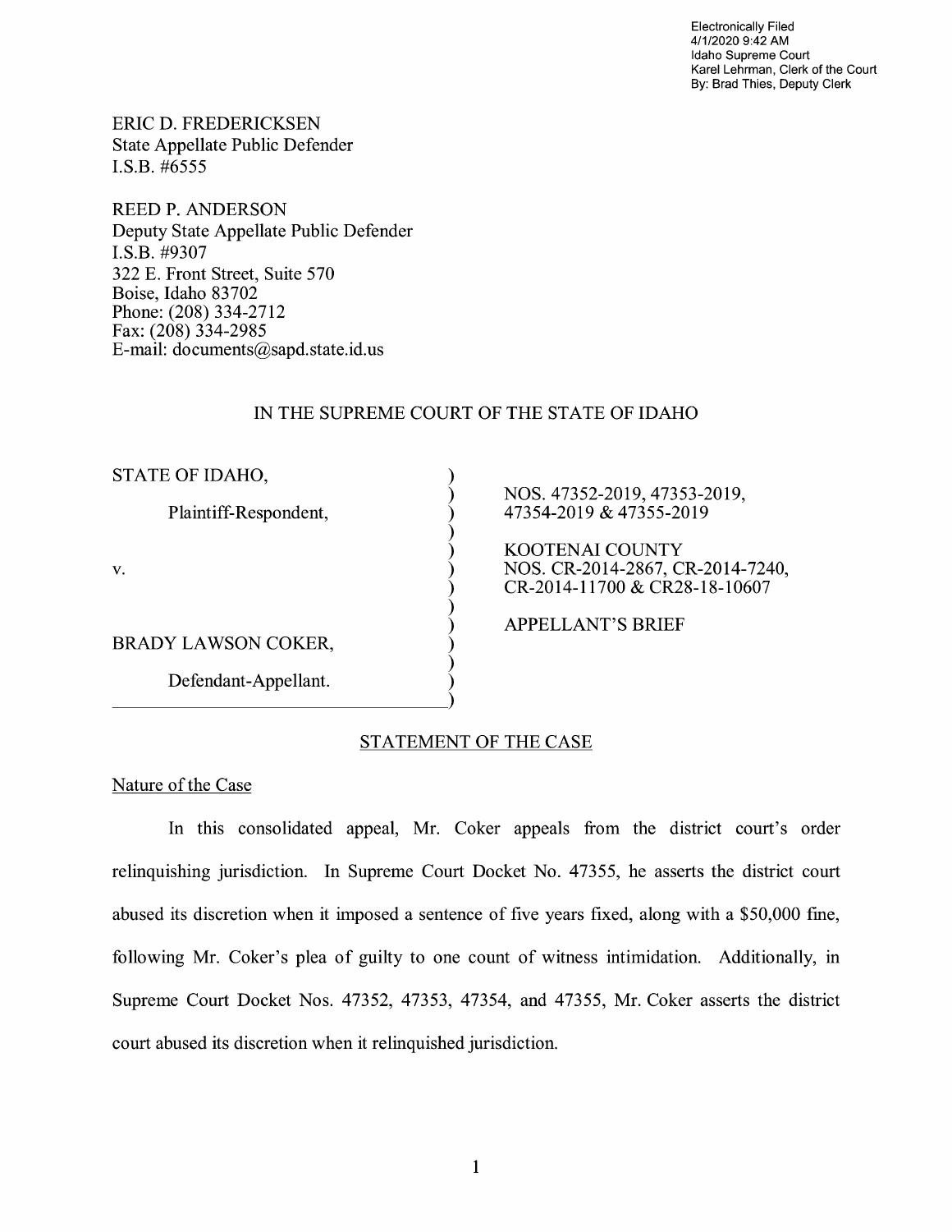Electronically Filed
4/1/2020 9:42 AM
Idaho Supreme Court
Karel Lehrman, Clerk of the Court
By: Brad Thies, Deputy Clerk

ERIC D. FREDERICKSEN
State Appellate Public Defender
I.S.B. #6555

REED P. ANDERSON
Deputy State Appellate Public Defender
I.S.B. #9307
322 E. Front Street, Suite 570
Boise, Idaho 83702
Phone: (208) 334-2712
Fax: (208) 334-2985
E-mail: documents@sapd.state.id.us

IN THE SUPREME COURT OF THE STATE OF IDAHO

| | |
|---|---|
| STATE OF IDAHO,<br><br>Plaintiff-Respondent,<br><br>v.<br><br>BRADY LAWSON COKER,<br><br>Defendant-Appellant. | NOS. 47352-2019, 47353-2019, 47354-2019 & 47355-2019<br><br>KOOTENAI COUNTY NOS. CR-2014-2867, CR-2014-7240, CR-2014-11700 & CR28-18-10607<br><br>APPELLANT'S BRIEF |

## STATEMENT OF THE CASE

### Nature of the Case

In this consolidated appeal, Mr. Coker appeals from the district court's order relinquishing jurisdiction. In Supreme Court Docket No. 47355, he asserts the district court abused its discretion when it imposed a sentence of five years fixed, along with a $50,000 fine, following Mr. Coker's plea of guilty to one count of witness intimidation. Additionally, in Supreme Court Docket Nos. 47352, 47353, 47354, and 47355, Mr. Coker asserts the district court abused its discretion when it relinquished jurisdiction.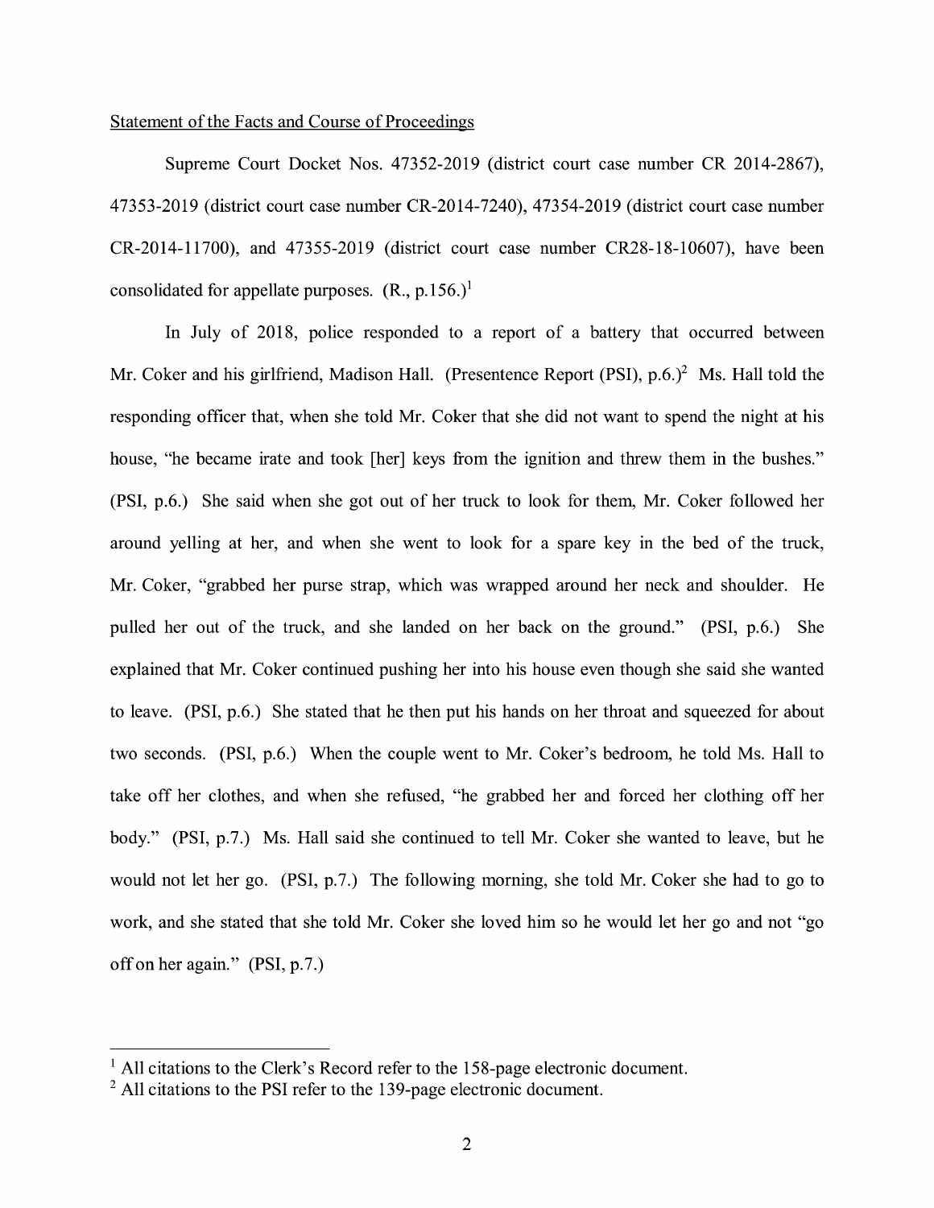Statement of the Facts and Course of Proceedings

Supreme Court Docket Nos. 47352-2019 (district court case number CR 2014-2867), 47353-2019 (district court case number CR-2014-7240), 47354-2019 (district court case number CR-2014-11700), and 47355-2019 (district court case number CR28-18-10607), have been consolidated for appellate purposes. (R., p.156.)[1]

In July of 2018, police responded to a report of a battery that occurred between Mr. Coker and his girlfriend, Madison Hall. (Presentence Report (PSI), p.6.)[2] Ms. Hall told the responding officer that, when she told Mr. Coker that she did not want to spend the night at his house, "he became irate and took [her] keys from the ignition and threw them in the bushes." (PSI, p.6.) She said when she got out of her truck to look for them, Mr. Coker followed her around yelling at her, and when she went to look for a spare key in the bed of the truck, Mr. Coker, "grabbed her purse strap, which was wrapped around her neck and shoulder. He pulled her out of the truck, and she landed on her back on the ground." (PSI, p.6.) She explained that Mr. Coker continued pushing her into his house even though she said she wanted to leave. (PSI, p.6.) She stated that he then put his hands on her throat and squeezed for about two seconds. (PSI, p.6.) When the couple went to Mr. Coker's bedroom, he told Ms. Hall to take off her clothes, and when she refused, "he grabbed her and forced her clothing off her body." (PSI, p.7.) Ms. Hall said she continued to tell Mr. Coker she wanted to leave, but he would not let her go. (PSI, p.7.) The following morning, she told Mr. Coker she had to go to work, and she stated that she told Mr. Coker she loved him so he would let her go and not "go off on her again." (PSI, p.7.)

---

[1] All citations to the Clerk's Record refer to the 158-page electronic document.

[2] All citations to the PSI refer to the 139-page electronic document.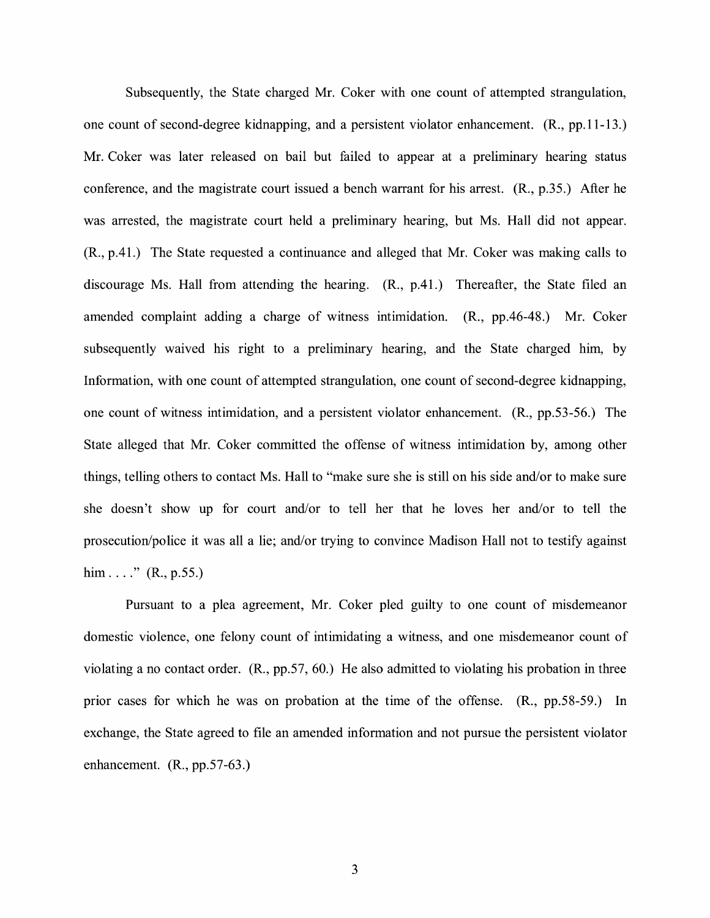Subsequently, the State charged Mr. Coker with one count of attempted strangulation, one count of second-degree kidnapping, and a persistent violator enhancement. (R., pp.11-13.) Mr. Coker was later released on bail but failed to appear at a preliminary hearing status conference, and the magistrate court issued a bench warrant for his arrest. (R., p.35.) After he was arrested, the magistrate court held a preliminary hearing, but Ms. Hall did not appear. (R., p.41.) The State requested a continuance and alleged that Mr. Coker was making calls to discourage Ms. Hall from attending the hearing. (R., p.41.) Thereafter, the State filed an amended complaint adding a charge of witness intimidation. (R., pp.46-48.) Mr. Coker subsequently waived his right to a preliminary hearing, and the State charged him, by Information, with one count of attempted strangulation, one count of second-degree kidnapping, one count of witness intimidation, and a persistent violator enhancement. (R., pp.53-56.) The State alleged that Mr. Coker committed the offense of witness intimidation by, among other things, telling others to contact Ms. Hall to "make sure she is still on his side and/or to make sure she doesn't show up for court and/or to tell her that he loves her and/or to tell the prosecution/police it was all a lie; and/or trying to convince Madison Hall not to testify against him . . . ." (R., p.55.)

Pursuant to a plea agreement, Mr. Coker pled guilty to one count of misdemeanor domestic violence, one felony count of intimidating a witness, and one misdemeanor count of violating a no contact order. (R., pp.57, 60.) He also admitted to violating his probation in three prior cases for which he was on probation at the time of the offense. (R., pp.58-59.) In exchange, the State agreed to file an amended information and not pursue the persistent violator enhancement. (R., pp.57-63.)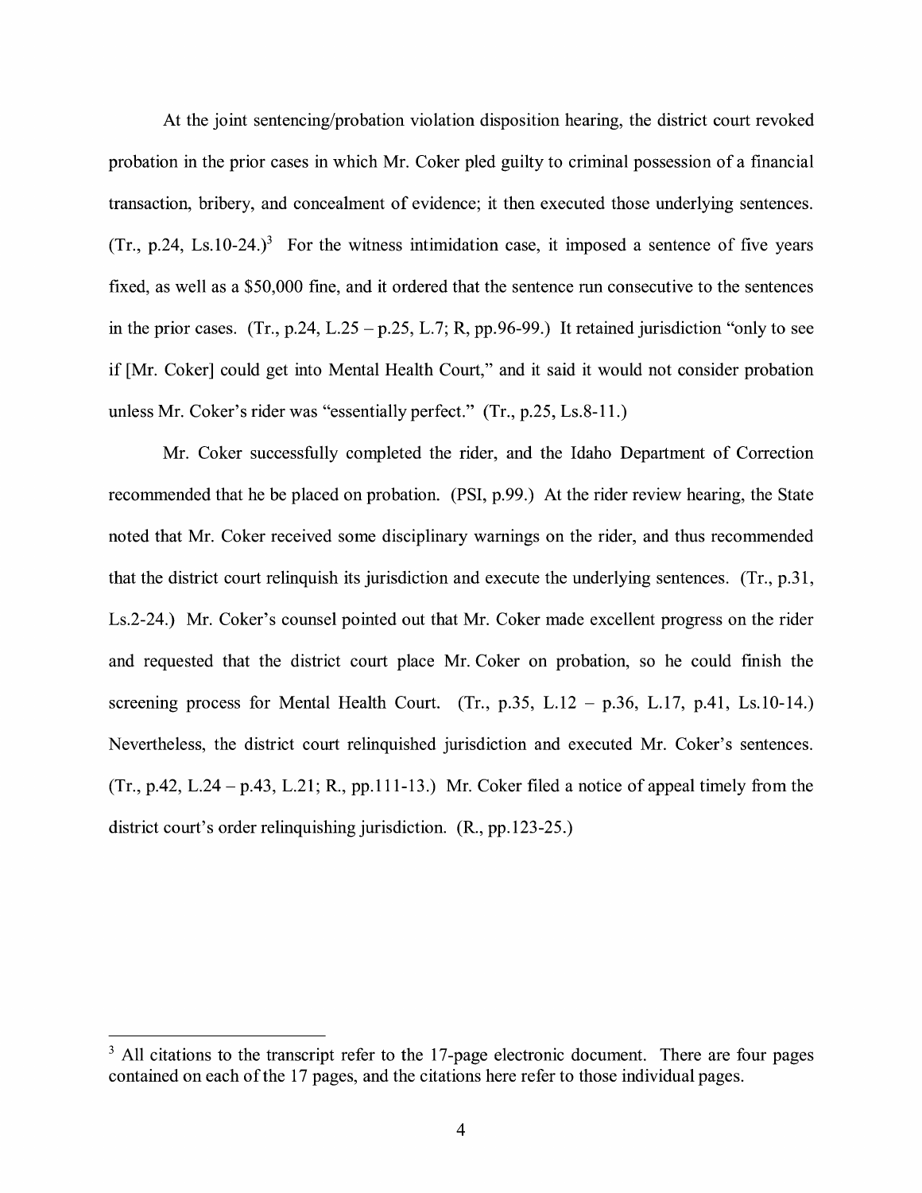At the joint sentencing/probation violation disposition hearing, the district court revoked probation in the prior cases in which Mr. Coker pled guilty to criminal possession of a financial transaction, bribery, and concealment of evidence; it then executed those underlying sentences. (Tr., p.24, Ls.10-24.)[3] For the witness intimidation case, it imposed a sentence of five years fixed, as well as a $50,000 fine, and it ordered that the sentence run consecutive to the sentences in the prior cases. (Tr., p.24, L.25 – p.25, L.7; R, pp.96-99.) It retained jurisdiction "only to see if [Mr. Coker] could get into Mental Health Court," and it said it would not consider probation unless Mr. Coker's rider was "essentially perfect." (Tr., p.25, Ls.8-11.)

Mr. Coker successfully completed the rider, and the Idaho Department of Correction recommended that he be placed on probation. (PSI, p.99.) At the rider review hearing, the State noted that Mr. Coker received some disciplinary warnings on the rider, and thus recommended that the district court relinquish its jurisdiction and execute the underlying sentences. (Tr., p.31, Ls.2-24.) Mr. Coker's counsel pointed out that Mr. Coker made excellent progress on the rider and requested that the district court place Mr. Coker on probation, so he could finish the screening process for Mental Health Court. (Tr., p.35, L.12 – p.36, L.17, p.41, Ls.10-14.) Nevertheless, the district court relinquished jurisdiction and executed Mr. Coker's sentences. (Tr., p.42, L.24 – p.43, L.21; R., pp.111-13.) Mr. Coker filed a notice of appeal timely from the district court's order relinquishing jurisdiction. (R., pp.123-25.)

---

[3] All citations to the transcript refer to the 17-page electronic document. There are four pages contained on each of the 17 pages, and the citations here refer to those individual pages.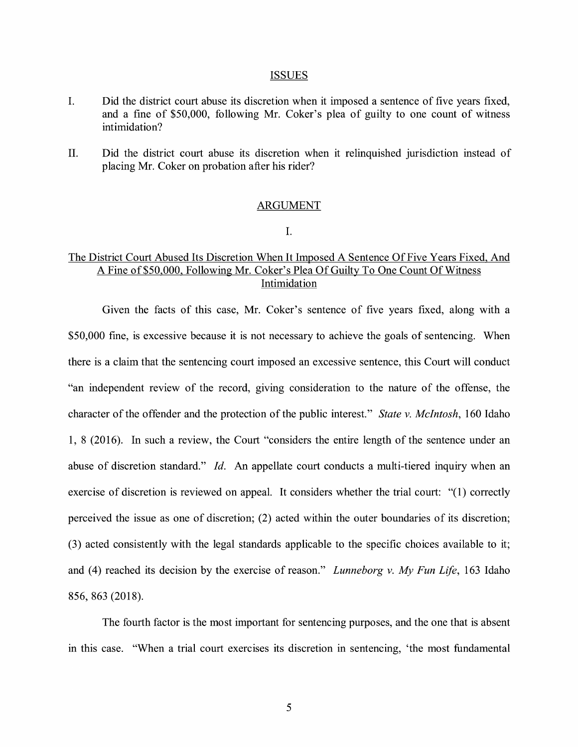## ISSUES

I. Did the district court abuse its discretion when it imposed a sentence of five years fixed, and a fine of $50,000, following Mr. Coker's plea of guilty to one count of witness intimidation?

II. Did the district court abuse its discretion when it relinquished jurisdiction instead of placing Mr. Coker on probation after his rider?

## ARGUMENT

### I.

### The District Court Abused Its Discretion When It Imposed A Sentence Of Five Years Fixed, And A Fine of $50,000, Following Mr. Coker's Plea Of Guilty To One Count Of Witness Intimidation

Given the facts of this case, Mr. Coker's sentence of five years fixed, along with a $50,000 fine, is excessive because it is not necessary to achieve the goals of sentencing. When there is a claim that the sentencing court imposed an excessive sentence, this Court will conduct "an independent review of the record, giving consideration to the nature of the offense, the character of the offender and the protection of the public interest." *State v. McIntosh*, 160 Idaho 1, 8 (2016). In such a review, the Court "considers the entire length of the sentence under an abuse of discretion standard." *Id*. An appellate court conducts a multi-tiered inquiry when an exercise of discretion is reviewed on appeal. It considers whether the trial court: "(1) correctly perceived the issue as one of discretion; (2) acted within the outer boundaries of its discretion; (3) acted consistently with the legal standards applicable to the specific choices available to it; and (4) reached its decision by the exercise of reason." *Lunneborg v. My Fun Life*, 163 Idaho 856, 863 (2018).

The fourth factor is the most important for sentencing purposes, and the one that is absent in this case. "When a trial court exercises its discretion in sentencing, 'the most fundamental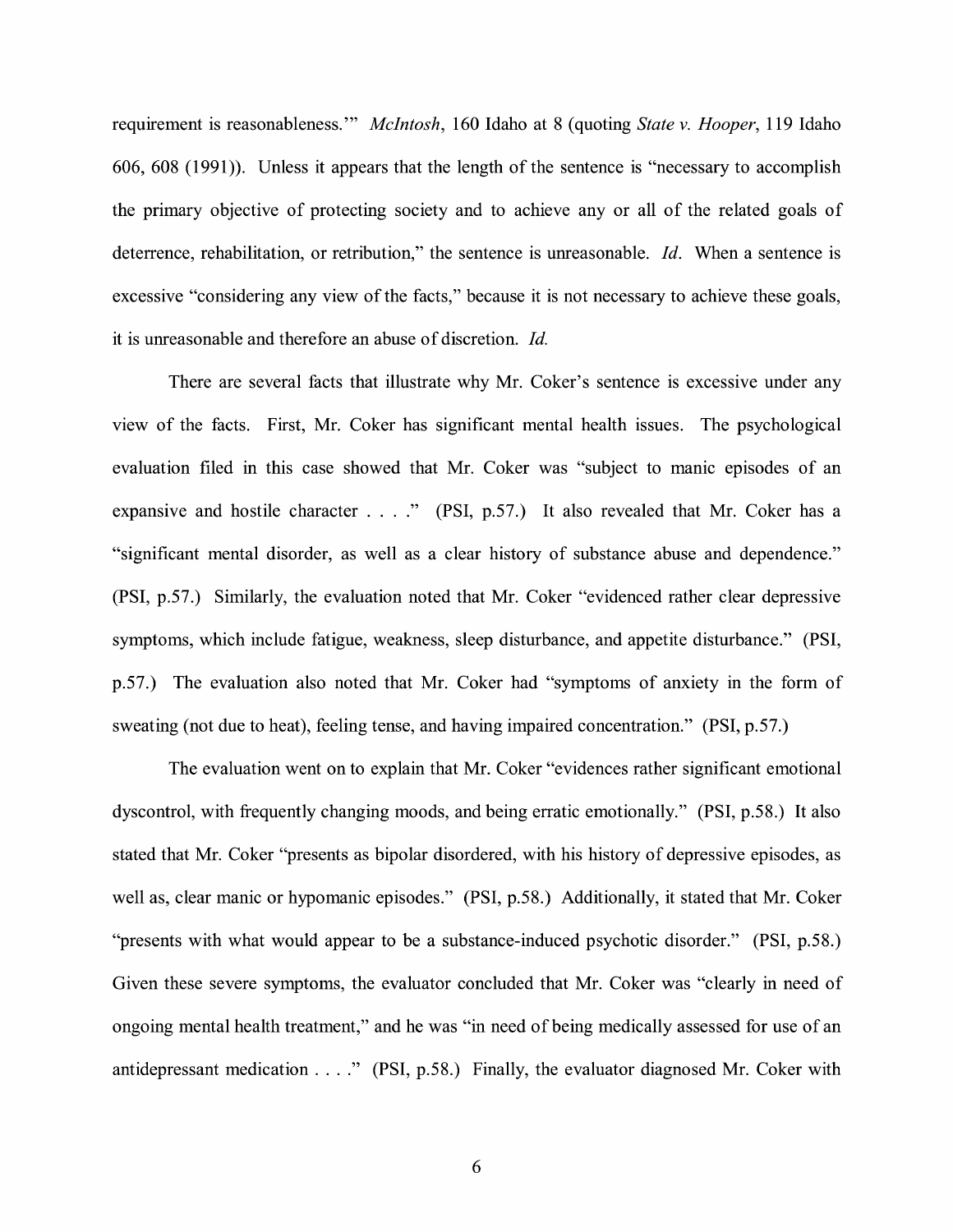requirement is reasonableness.'" *McIntosh*, 160 Idaho at 8 (quoting *State v. Hooper*, 119 Idaho 606, 608 (1991)). Unless it appears that the length of the sentence is "necessary to accomplish the primary objective of protecting society and to achieve any or all of the related goals of deterrence, rehabilitation, or retribution," the sentence is unreasonable. *Id*. When a sentence is excessive "considering any view of the facts," because it is not necessary to achieve these goals, it is unreasonable and therefore an abuse of discretion. *Id.*

There are several facts that illustrate why Mr. Coker's sentence is excessive under any view of the facts. First, Mr. Coker has significant mental health issues. The psychological evaluation filed in this case showed that Mr. Coker was "subject to manic episodes of an expansive and hostile character . . . ." (PSI, p.57.) It also revealed that Mr. Coker has a "significant mental disorder, as well as a clear history of substance abuse and dependence." (PSI, p.57.) Similarly, the evaluation noted that Mr. Coker "evidenced rather clear depressive symptoms, which include fatigue, weakness, sleep disturbance, and appetite disturbance." (PSI, p.57.) The evaluation also noted that Mr. Coker had "symptoms of anxiety in the form of sweating (not due to heat), feeling tense, and having impaired concentration." (PSI, p.57.)

The evaluation went on to explain that Mr. Coker "evidences rather significant emotional dyscontrol, with frequently changing moods, and being erratic emotionally." (PSI, p.58.) It also stated that Mr. Coker "presents as bipolar disordered, with his history of depressive episodes, as well as, clear manic or hypomanic episodes." (PSI, p.58.) Additionally, it stated that Mr. Coker "presents with what would appear to be a substance-induced psychotic disorder." (PSI, p.58.) Given these severe symptoms, the evaluator concluded that Mr. Coker was "clearly in need of ongoing mental health treatment," and he was "in need of being medically assessed for use of an antidepressant medication . . . ." (PSI, p.58.) Finally, the evaluator diagnosed Mr. Coker with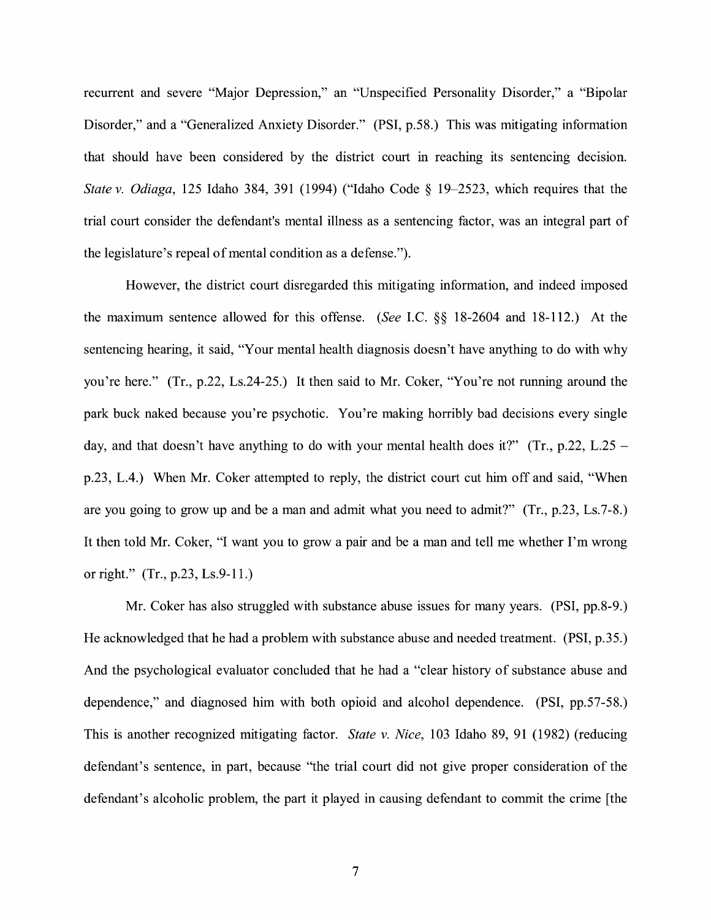recurrent and severe "Major Depression," an "Unspecified Personality Disorder," a "Bipolar Disorder," and a "Generalized Anxiety Disorder." (PSI, p.58.) This was mitigating information that should have been considered by the district court in reaching its sentencing decision. *State v. Odiaga*, 125 Idaho 384, 391 (1994) ("Idaho Code § 19–2523, which requires that the trial court consider the defendant's mental illness as a sentencing factor, was an integral part of the legislature's repeal of mental condition as a defense.").

However, the district court disregarded this mitigating information, and indeed imposed the maximum sentence allowed for this offense. (*See* I.C. §§ 18-2604 and 18-112.) At the sentencing hearing, it said, "Your mental health diagnosis doesn't have anything to do with why you're here." (Tr., p.22, Ls.24-25.) It then said to Mr. Coker, "You're not running around the park buck naked because you're psychotic. You're making horribly bad decisions every single day, and that doesn't have anything to do with your mental health does it?" (Tr., p.22, L.25 – p.23, L.4.) When Mr. Coker attempted to reply, the district court cut him off and said, "When are you going to grow up and be a man and admit what you need to admit?" (Tr., p.23, Ls.7-8.) It then told Mr. Coker, "I want you to grow a pair and be a man and tell me whether I'm wrong or right." (Tr., p.23, Ls.9-11.)

Mr. Coker has also struggled with substance abuse issues for many years. (PSI, pp.8-9.) He acknowledged that he had a problem with substance abuse and needed treatment. (PSI, p.35.) And the psychological evaluator concluded that he had a "clear history of substance abuse and dependence," and diagnosed him with both opioid and alcohol dependence. (PSI, pp.57-58.) This is another recognized mitigating factor. *State v. Nice*, 103 Idaho 89, 91 (1982) (reducing defendant's sentence, in part, because "the trial court did not give proper consideration of the defendant's alcoholic problem, the part it played in causing defendant to commit the crime [the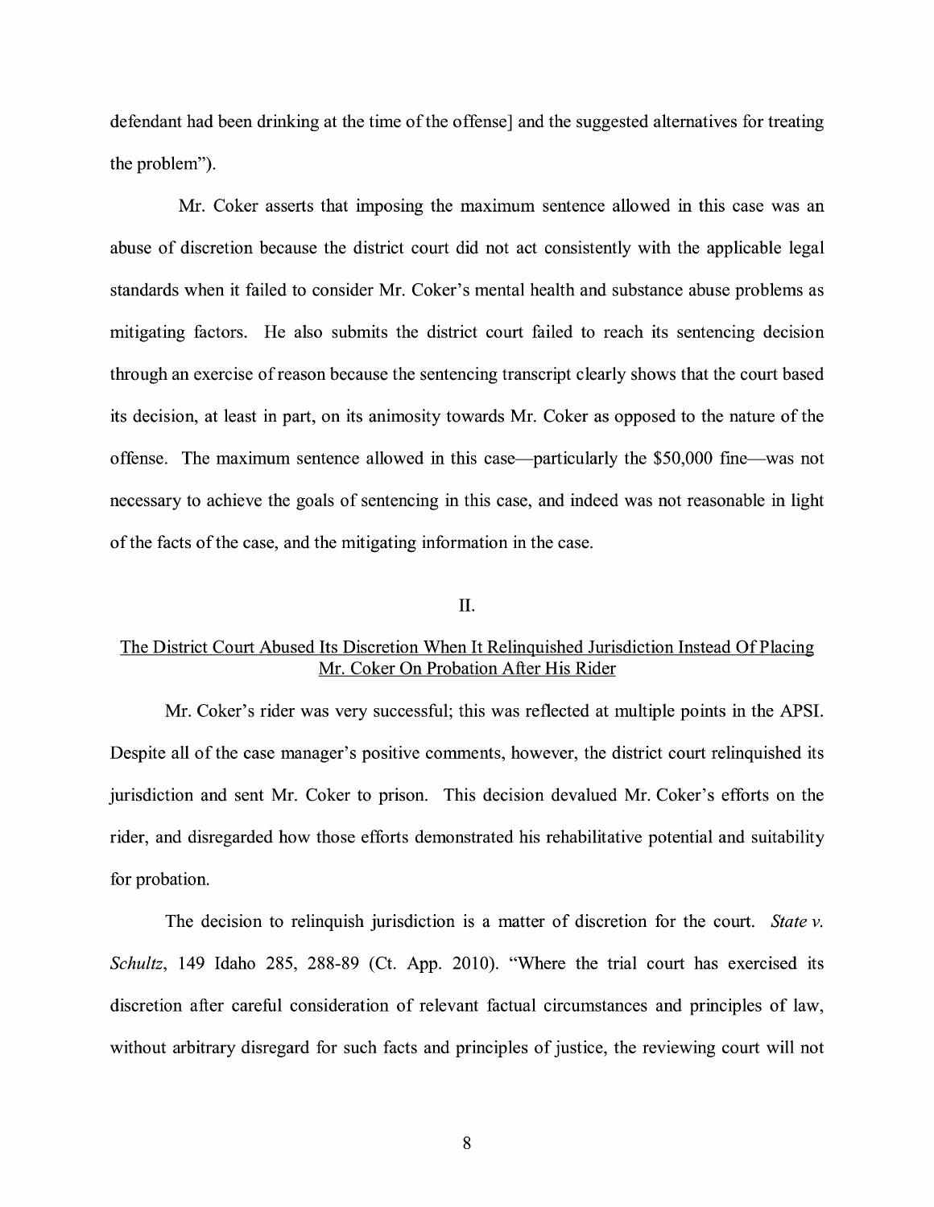defendant had been drinking at the time of the offense] and the suggested alternatives for treating the problem").

Mr. Coker asserts that imposing the maximum sentence allowed in this case was an abuse of discretion because the district court did not act consistently with the applicable legal standards when it failed to consider Mr. Coker's mental health and substance abuse problems as mitigating factors. He also submits the district court failed to reach its sentencing decision through an exercise of reason because the sentencing transcript clearly shows that the court based its decision, at least in part, on its animosity towards Mr. Coker as opposed to the nature of the offense. The maximum sentence allowed in this case—particularly the $50,000 fine—was not necessary to achieve the goals of sentencing in this case, and indeed was not reasonable in light of the facts of the case, and the mitigating information in the case.

## II.

## The District Court Abused Its Discretion When It Relinquished Jurisdiction Instead Of Placing Mr. Coker On Probation After His Rider

Mr. Coker's rider was very successful; this was reflected at multiple points in the APSI. Despite all of the case manager's positive comments, however, the district court relinquished its jurisdiction and sent Mr. Coker to prison. This decision devalued Mr. Coker's efforts on the rider, and disregarded how those efforts demonstrated his rehabilitative potential and suitability for probation.

The decision to relinquish jurisdiction is a matter of discretion for the court. *State v. Schultz*, 149 Idaho 285, 288-89 (Ct. App. 2010). "Where the trial court has exercised its discretion after careful consideration of relevant factual circumstances and principles of law, without arbitrary disregard for such facts and principles of justice, the reviewing court will not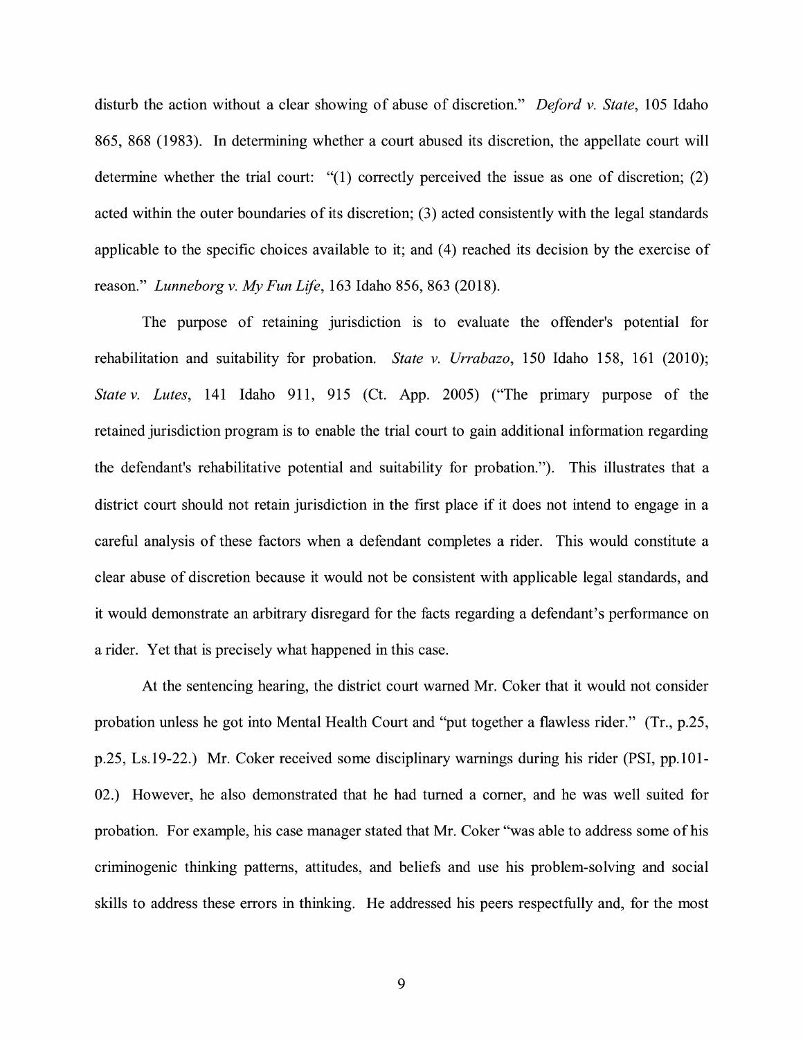disturb the action without a clear showing of abuse of discretion." *Deford v. State*, 105 Idaho 865, 868 (1983). In determining whether a court abused its discretion, the appellate court will determine whether the trial court: "(1) correctly perceived the issue as one of discretion; (2) acted within the outer boundaries of its discretion; (3) acted consistently with the legal standards applicable to the specific choices available to it; and (4) reached its decision by the exercise of reason." *Lunneborg v. My Fun Life*, 163 Idaho 856, 863 (2018).

The purpose of retaining jurisdiction is to evaluate the offender's potential for rehabilitation and suitability for probation. *State v. Urrabazo*, 150 Idaho 158, 161 (2010); *State v. Lutes*, 141 Idaho 911, 915 (Ct. App. 2005) ("The primary purpose of the retained jurisdiction program is to enable the trial court to gain additional information regarding the defendant's rehabilitative potential and suitability for probation."). This illustrates that a district court should not retain jurisdiction in the first place if it does not intend to engage in a careful analysis of these factors when a defendant completes a rider. This would constitute a clear abuse of discretion because it would not be consistent with applicable legal standards, and it would demonstrate an arbitrary disregard for the facts regarding a defendant's performance on a rider. Yet that is precisely what happened in this case.

At the sentencing hearing, the district court warned Mr. Coker that it would not consider probation unless he got into Mental Health Court and "put together a flawless rider." (Tr., p.25, p.25, Ls.19-22.) Mr. Coker received some disciplinary warnings during his rider (PSI, pp.101-02.) However, he also demonstrated that he had turned a corner, and he was well suited for probation. For example, his case manager stated that Mr. Coker "was able to address some of his criminogenic thinking patterns, attitudes, and beliefs and use his problem-solving and social skills to address these errors in thinking. He addressed his peers respectfully and, for the most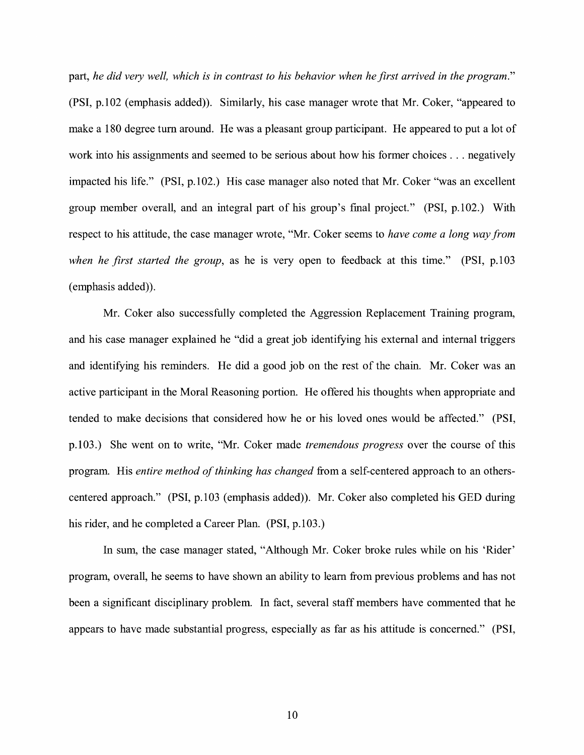part, *he did very well, which is in contrast to his behavior when he first arrived in the program*." (PSI, p.102 (emphasis added)). Similarly, his case manager wrote that Mr. Coker, "appeared to make a 180 degree turn around. He was a pleasant group participant. He appeared to put a lot of work into his assignments and seemed to be serious about how his former choices . . . negatively impacted his life." (PSI, p.102.) His case manager also noted that Mr. Coker "was an excellent group member overall, and an integral part of his group's final project." (PSI, p.102.) With respect to his attitude, the case manager wrote, "Mr. Coker seems to *have come a long way from when he first started the group*, as he is very open to feedback at this time." (PSI, p.103 (emphasis added)).

Mr. Coker also successfully completed the Aggression Replacement Training program, and his case manager explained he "did a great job identifying his external and internal triggers and identifying his reminders. He did a good job on the rest of the chain. Mr. Coker was an active participant in the Moral Reasoning portion. He offered his thoughts when appropriate and tended to make decisions that considered how he or his loved ones would be affected." (PSI, p.103.) She went on to write, "Mr. Coker made *tremendous progress* over the course of this program. His *entire method of thinking has changed* from a self-centered approach to an others-centered approach." (PSI, p.103 (emphasis added)). Mr. Coker also completed his GED during his rider, and he completed a Career Plan. (PSI, p.103.)

In sum, the case manager stated, "Although Mr. Coker broke rules while on his 'Rider' program, overall, he seems to have shown an ability to learn from previous problems and has not been a significant disciplinary problem. In fact, several staff members have commented that he appears to have made substantial progress, especially as far as his attitude is concerned." (PSI,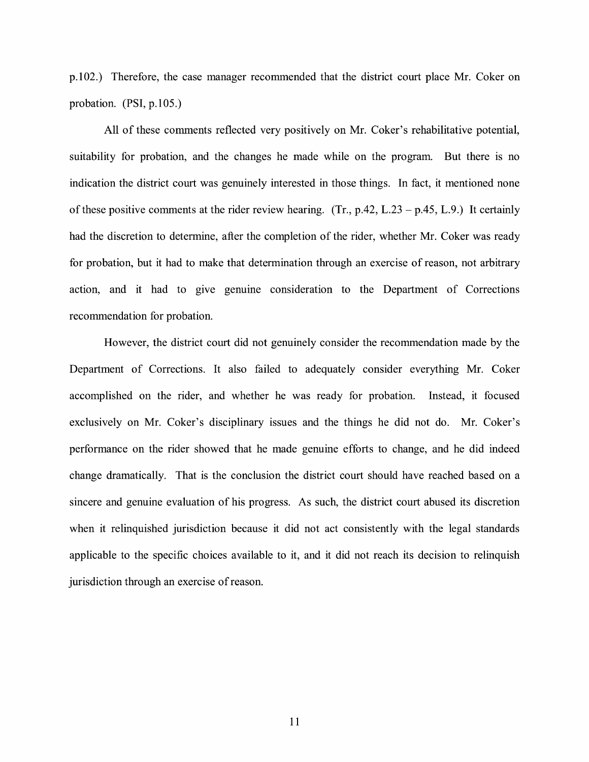p.102.) Therefore, the case manager recommended that the district court place Mr. Coker on probation. (PSI, p.105.)

All of these comments reflected very positively on Mr. Coker's rehabilitative potential, suitability for probation, and the changes he made while on the program. But there is no indication the district court was genuinely interested in those things. In fact, it mentioned none of these positive comments at the rider review hearing. (Tr., p.42, L.23 – p.45, L.9.) It certainly had the discretion to determine, after the completion of the rider, whether Mr. Coker was ready for probation, but it had to make that determination through an exercise of reason, not arbitrary action, and it had to give genuine consideration to the Department of Corrections recommendation for probation.

However, the district court did not genuinely consider the recommendation made by the Department of Corrections. It also failed to adequately consider everything Mr. Coker accomplished on the rider, and whether he was ready for probation. Instead, it focused exclusively on Mr. Coker's disciplinary issues and the things he did not do. Mr. Coker's performance on the rider showed that he made genuine efforts to change, and he did indeed change dramatically. That is the conclusion the district court should have reached based on a sincere and genuine evaluation of his progress. As such, the district court abused its discretion when it relinquished jurisdiction because it did not act consistently with the legal standards applicable to the specific choices available to it, and it did not reach its decision to relinquish jurisdiction through an exercise of reason.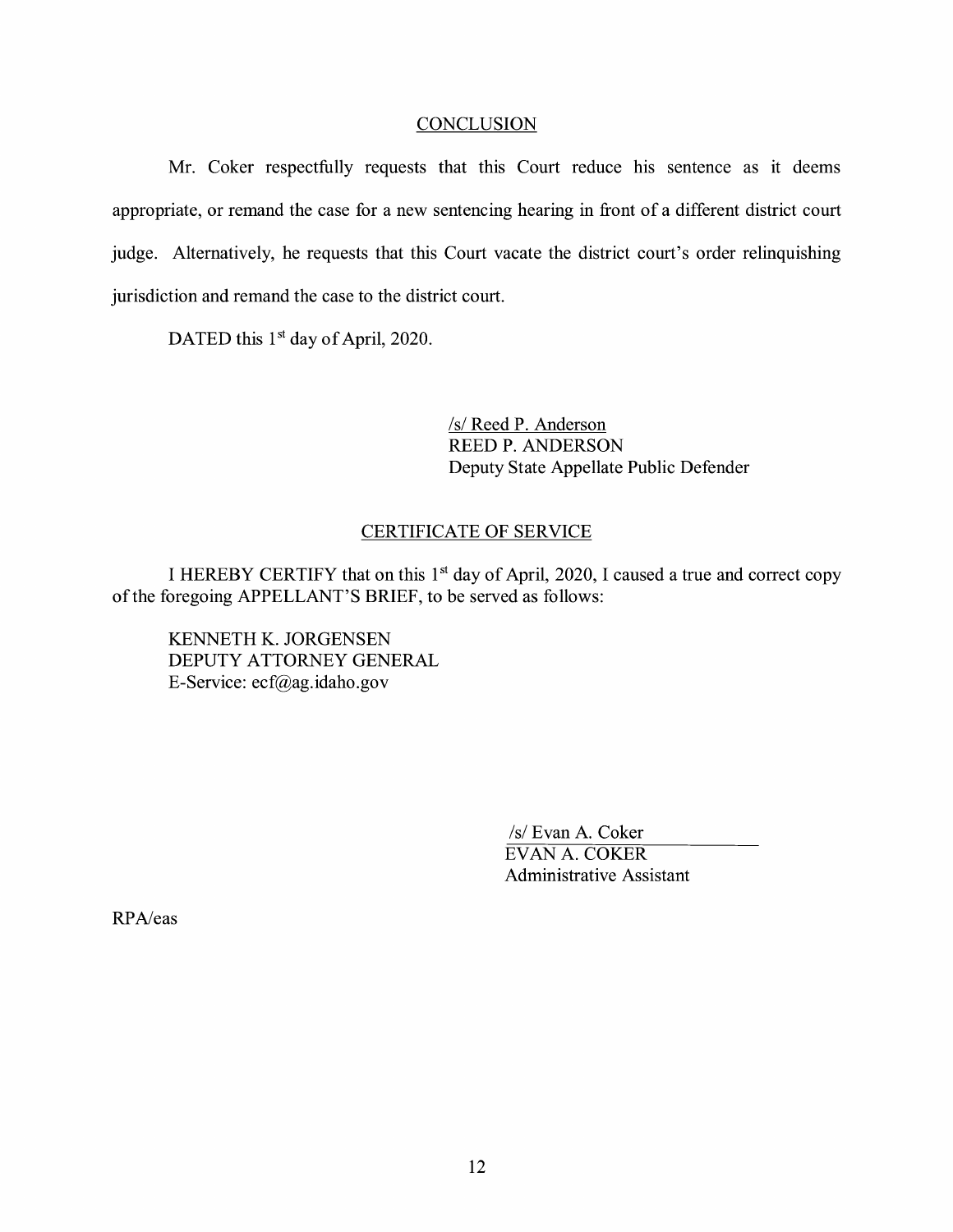## CONCLUSION

Mr. Coker respectfully requests that this Court reduce his sentence as it deems appropriate, or remand the case for a new sentencing hearing in front of a different district court judge. Alternatively, he requests that this Court vacate the district court's order relinquishing jurisdiction and remand the case to the district court.

DATED this 1st day of April, 2020.

/s/ Reed P. Anderson
REED P. ANDERSON
Deputy State Appellate Public Defender

## CERTIFICATE OF SERVICE

I HEREBY CERTIFY that on this 1st day of April, 2020, I caused a true and correct copy of the foregoing APPELLANT'S BRIEF, to be served as follows:

KENNETH K. JORGENSEN
DEPUTY ATTORNEY GENERAL
E-Service: ecf@ag.idaho.gov

/s/ Evan A. Coker
EVAN A. COKER
Administrative Assistant

RPA/eas